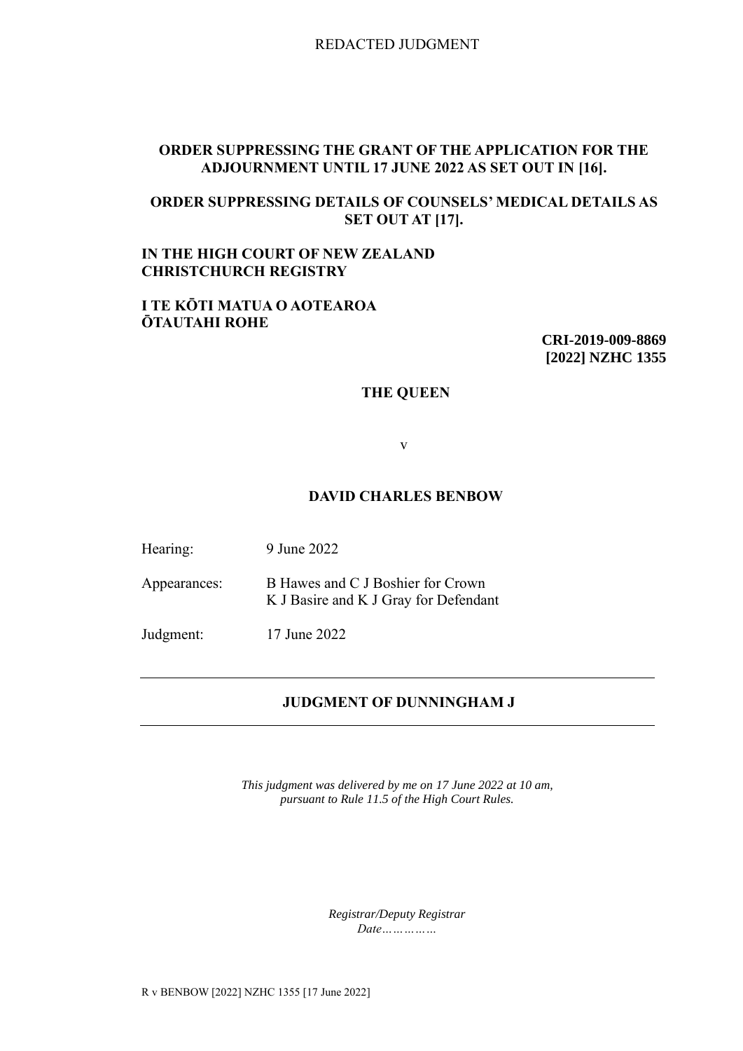REDACTED JUDGMENT

**ORDER SUPPRESSING THE GRANT OF THE APPLICATION FOR THE ADJOURNMENT UNTIL 17 JUNE 2022 AS SET OUT IN [16].**

**ORDER SUPPRESSING DETAILS OF COUNSELS' MEDICAL DETAILS AS SET OUT AT [17].**

**IN THE HIGH COURT OF NEW ZEALAND CHRISTCHURCH REGISTRY**

**I TE KŌTI MATUA O AOTEAROA ŌTAUTAHI ROHE**

**CRI-2019-009-8869**
**[2022] NZHC 1355**

**THE QUEEN**

v

**DAVID CHARLES BENBOW**

Hearing: 9 June 2022

Appearances: B Hawes and C J Boshier for Crown
K J Basire and K J Gray for Defendant

Judgment: 17 June 2022

---

**JUDGMENT OF DUNNINGHAM J**

---

*This judgment was delivered by me on 17 June 2022 at 10 am, pursuant to Rule 11.5 of the High Court Rules.*

*Registrar/Deputy Registrar*
*Date……………*

R v BENBOW [2022] NZHC 1355 [17 June 2022]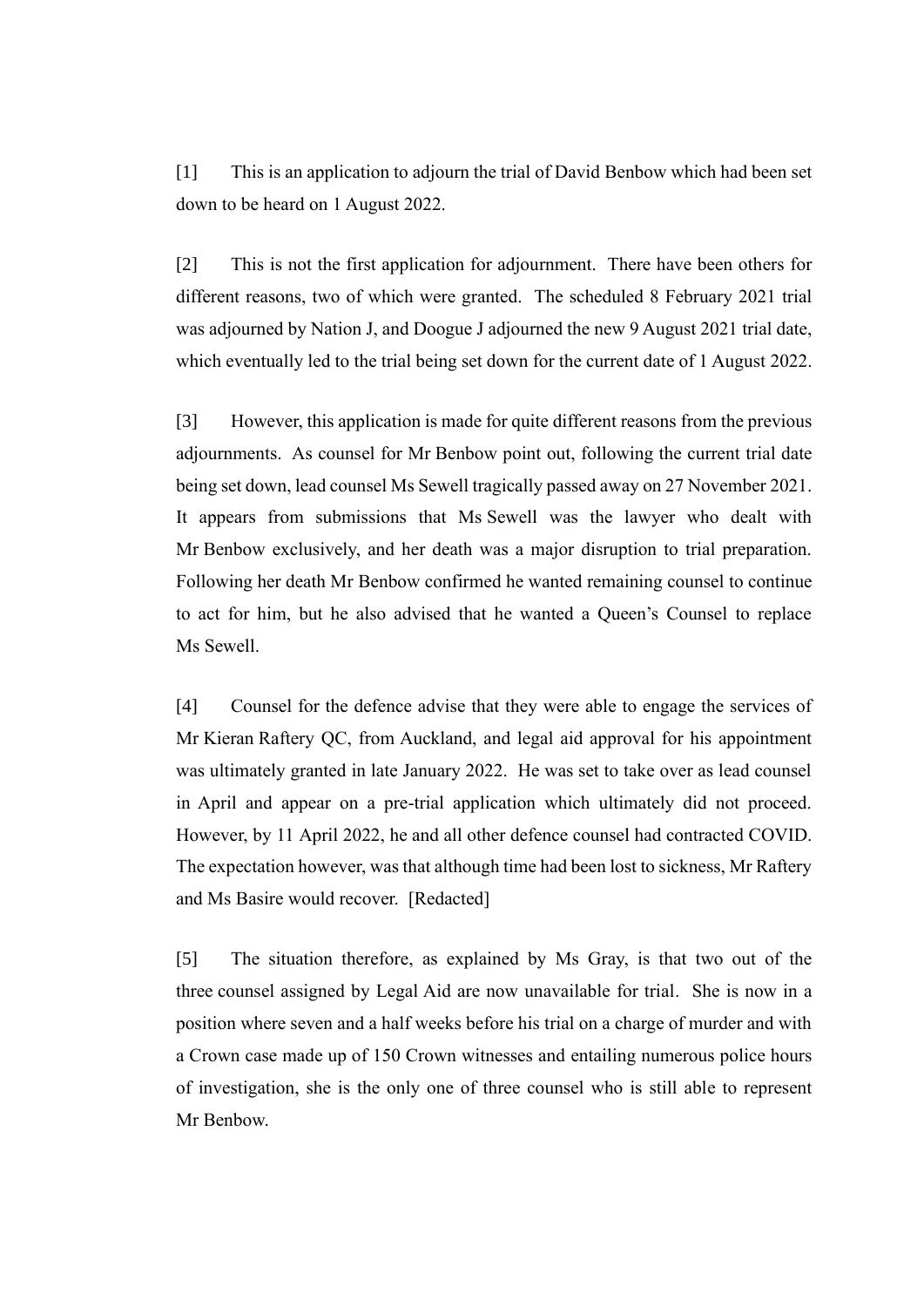[1] This is an application to adjourn the trial of David Benbow which had been set down to be heard on 1 August 2022.

[2] This is not the first application for adjournment. There have been others for different reasons, two of which were granted. The scheduled 8 February 2021 trial was adjourned by Nation J, and Doogue J adjourned the new 9 August 2021 trial date, which eventually led to the trial being set down for the current date of 1 August 2022.

[3] However, this application is made for quite different reasons from the previous adjournments. As counsel for Mr Benbow point out, following the current trial date being set down, lead counsel Ms Sewell tragically passed away on 27 November 2021. It appears from submissions that Ms Sewell was the lawyer who dealt with Mr Benbow exclusively, and her death was a major disruption to trial preparation. Following her death Mr Benbow confirmed he wanted remaining counsel to continue to act for him, but he also advised that he wanted a Queen's Counsel to replace Ms Sewell.

[4] Counsel for the defence advise that they were able to engage the services of Mr Kieran Raftery QC, from Auckland, and legal aid approval for his appointment was ultimately granted in late January 2022. He was set to take over as lead counsel in April and appear on a pre-trial application which ultimately did not proceed. However, by 11 April 2022, he and all other defence counsel had contracted COVID. The expectation however, was that although time had been lost to sickness, Mr Raftery and Ms Basire would recover. [Redacted]

[5] The situation therefore, as explained by Ms Gray, is that two out of the three counsel assigned by Legal Aid are now unavailable for trial. She is now in a position where seven and a half weeks before his trial on a charge of murder and with a Crown case made up of 150 Crown witnesses and entailing numerous police hours of investigation, she is the only one of three counsel who is still able to represent Mr Benbow.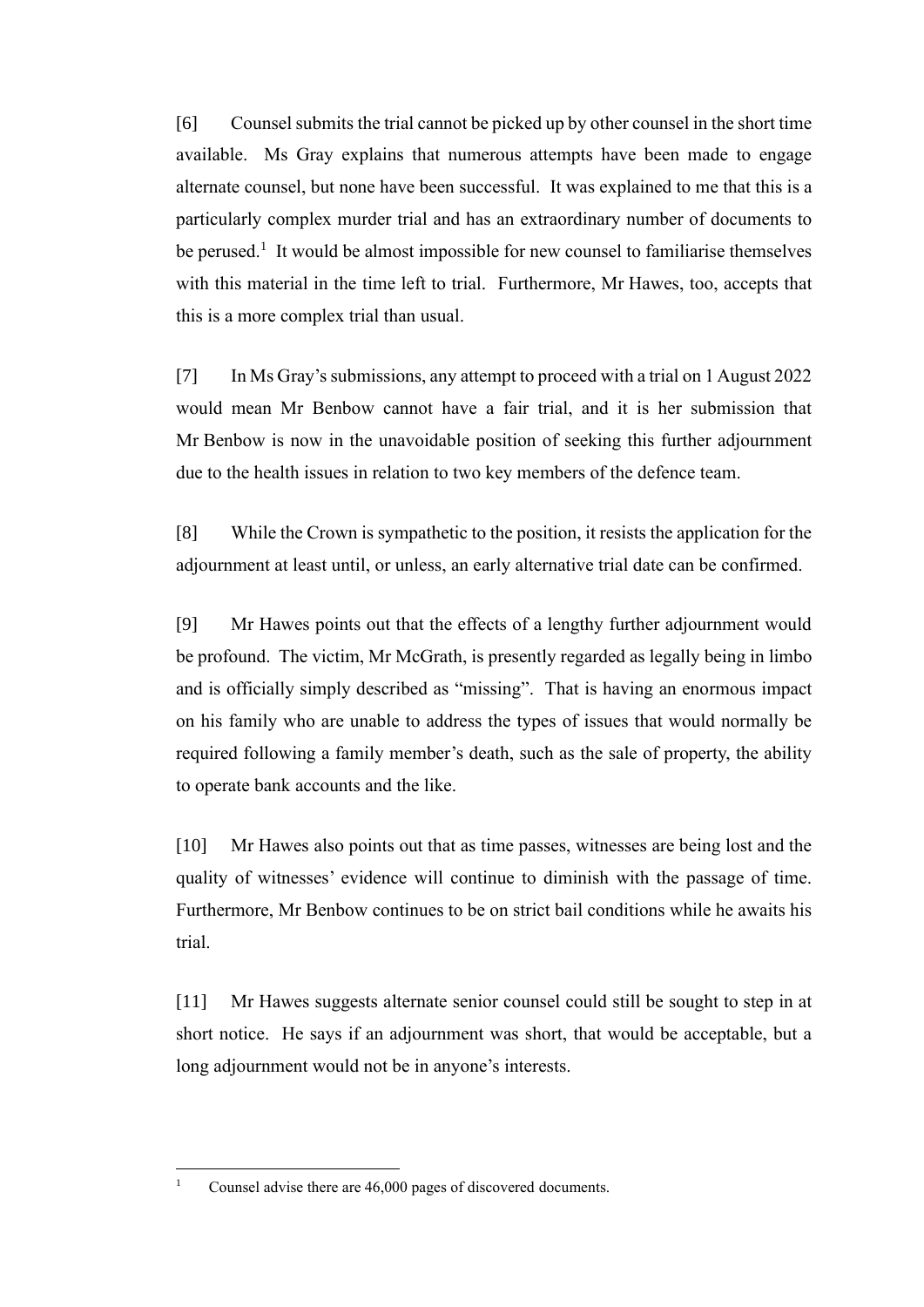[6] Counsel submits the trial cannot be picked up by other counsel in the short time available. Ms Gray explains that numerous attempts have been made to engage alternate counsel, but none have been successful. It was explained to me that this is a particularly complex murder trial and has an extraordinary number of documents to be perused.[1] It would be almost impossible for new counsel to familiarise themselves with this material in the time left to trial. Furthermore, Mr Hawes, too, accepts that this is a more complex trial than usual.

[7] In Ms Gray's submissions, any attempt to proceed with a trial on 1 August 2022 would mean Mr Benbow cannot have a fair trial, and it is her submission that Mr Benbow is now in the unavoidable position of seeking this further adjournment due to the health issues in relation to two key members of the defence team.

[8] While the Crown is sympathetic to the position, it resists the application for the adjournment at least until, or unless, an early alternative trial date can be confirmed.

[9] Mr Hawes points out that the effects of a lengthy further adjournment would be profound. The victim, Mr McGrath, is presently regarded as legally being in limbo and is officially simply described as "missing". That is having an enormous impact on his family who are unable to address the types of issues that would normally be required following a family member's death, such as the sale of property, the ability to operate bank accounts and the like.

[10] Mr Hawes also points out that as time passes, witnesses are being lost and the quality of witnesses' evidence will continue to diminish with the passage of time. Furthermore, Mr Benbow continues to be on strict bail conditions while he awaits his trial.

[11] Mr Hawes suggests alternate senior counsel could still be sought to step in at short notice. He says if an adjournment was short, that would be acceptable, but a long adjournment would not be in anyone's interests.

---

[1] Counsel advise there are 46,000 pages of discovered documents.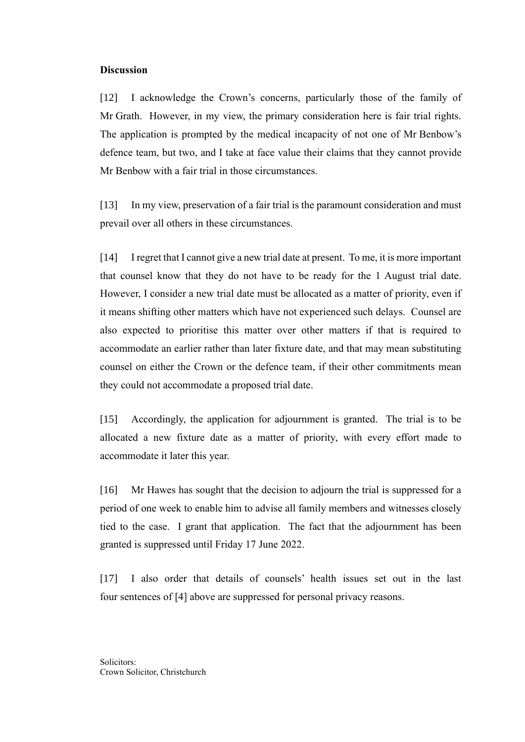**Discussion**

[12] I acknowledge the Crown's concerns, particularly those of the family of Mr Grath. However, in my view, the primary consideration here is fair trial rights. The application is prompted by the medical incapacity of not one of Mr Benbow's defence team, but two, and I take at face value their claims that they cannot provide Mr Benbow with a fair trial in those circumstances.

[13] In my view, preservation of a fair trial is the paramount consideration and must prevail over all others in these circumstances.

[14] I regret that I cannot give a new trial date at present. To me, it is more important that counsel know that they do not have to be ready for the 1 August trial date. However, I consider a new trial date must be allocated as a matter of priority, even if it means shifting other matters which have not experienced such delays. Counsel are also expected to prioritise this matter over other matters if that is required to accommodate an earlier rather than later fixture date, and that may mean substituting counsel on either the Crown or the defence team, if their other commitments mean they could not accommodate a proposed trial date.

[15] Accordingly, the application for adjournment is granted. The trial is to be allocated a new fixture date as a matter of priority, with every effort made to accommodate it later this year.

[16] Mr Hawes has sought that the decision to adjourn the trial is suppressed for a period of one week to enable him to advise all family members and witnesses closely tied to the case. I grant that application. The fact that the adjournment has been granted is suppressed until Friday 17 June 2022.

[17] I also order that details of counsels' health issues set out in the last four sentences of [4] above are suppressed for personal privacy reasons.

Solicitors:
Crown Solicitor, Christchurch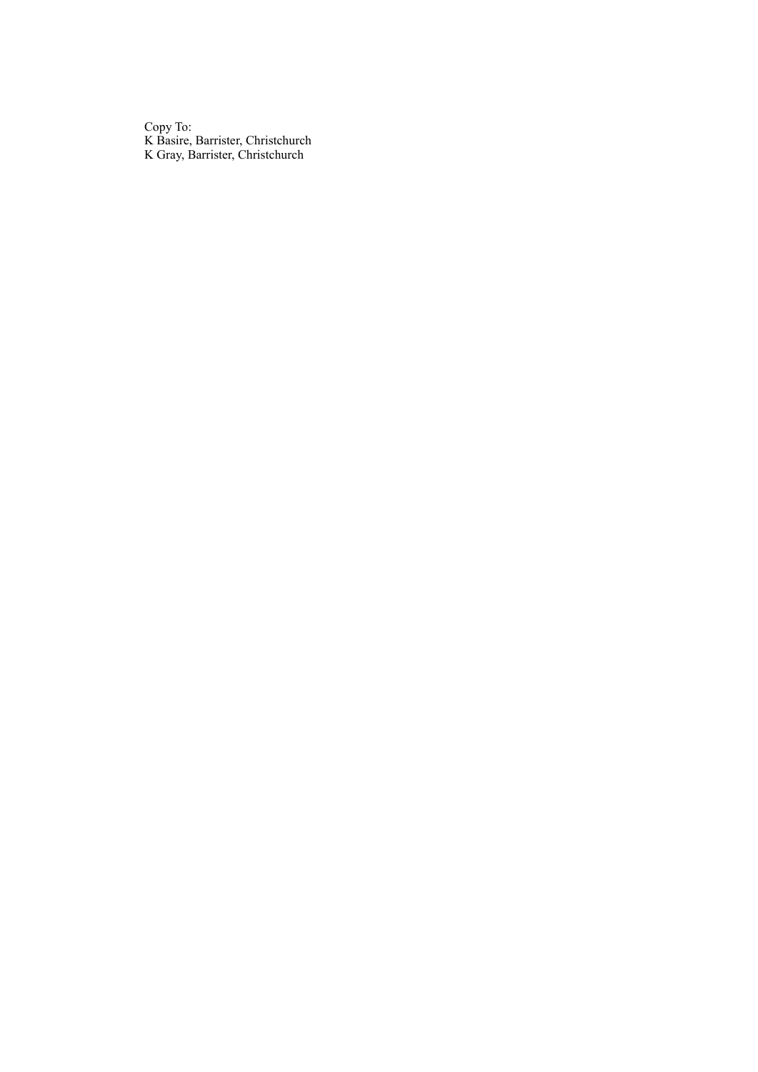Copy To:
K Basire, Barrister, Christchurch
K Gray, Barrister, Christchurch